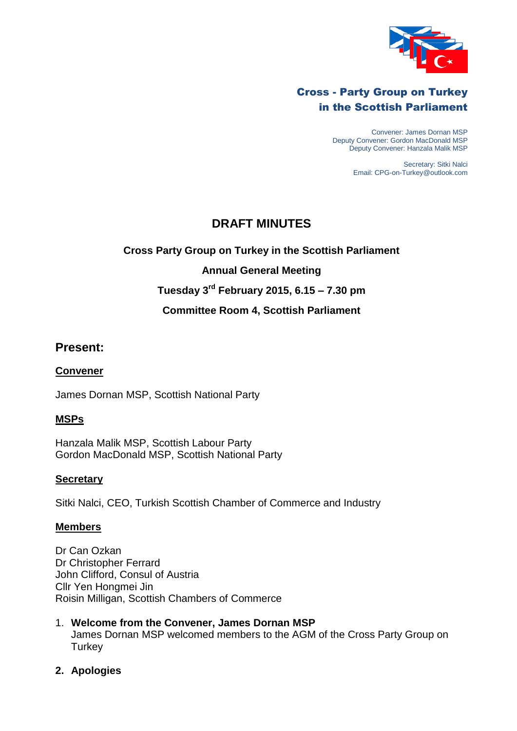**Cross - Party Group on Turkey in the Scottish Parliament**

Convener: James Dornan MSP
Deputy Convener: Gordon MacDonald MSP
Deputy Convener: Hanzala Malik MSP

Secretary: Sitki Nalci
Email: CPG-on-Turkey@outlook.com

# DRAFT MINUTES

**Cross Party Group on Turkey in the Scottish Parliament**

**Annual General Meeting**

**Tuesday 3rd February 2015, 6.15 – 7.30 pm**

**Committee Room 4, Scottish Parliament**

## Present:

**Convener**

James Dornan MSP, Scottish National Party

**MSPs**

Hanzala Malik MSP, Scottish Labour Party
Gordon MacDonald MSP, Scottish National Party

**Secretary**

Sitki Nalci, CEO, Turkish Scottish Chamber of Commerce and Industry

**Members**

Dr Can Ozkan
Dr Christopher Ferrard
John Clifford, Consul of Austria
Cllr Yen Hongmei Jin
Roisin Milligan, Scottish Chambers of Commerce

1. **Welcome from the Convener, James Dornan MSP**
   James Dornan MSP welcomed members to the AGM of the Cross Party Group on Turkey

2. **Apologies**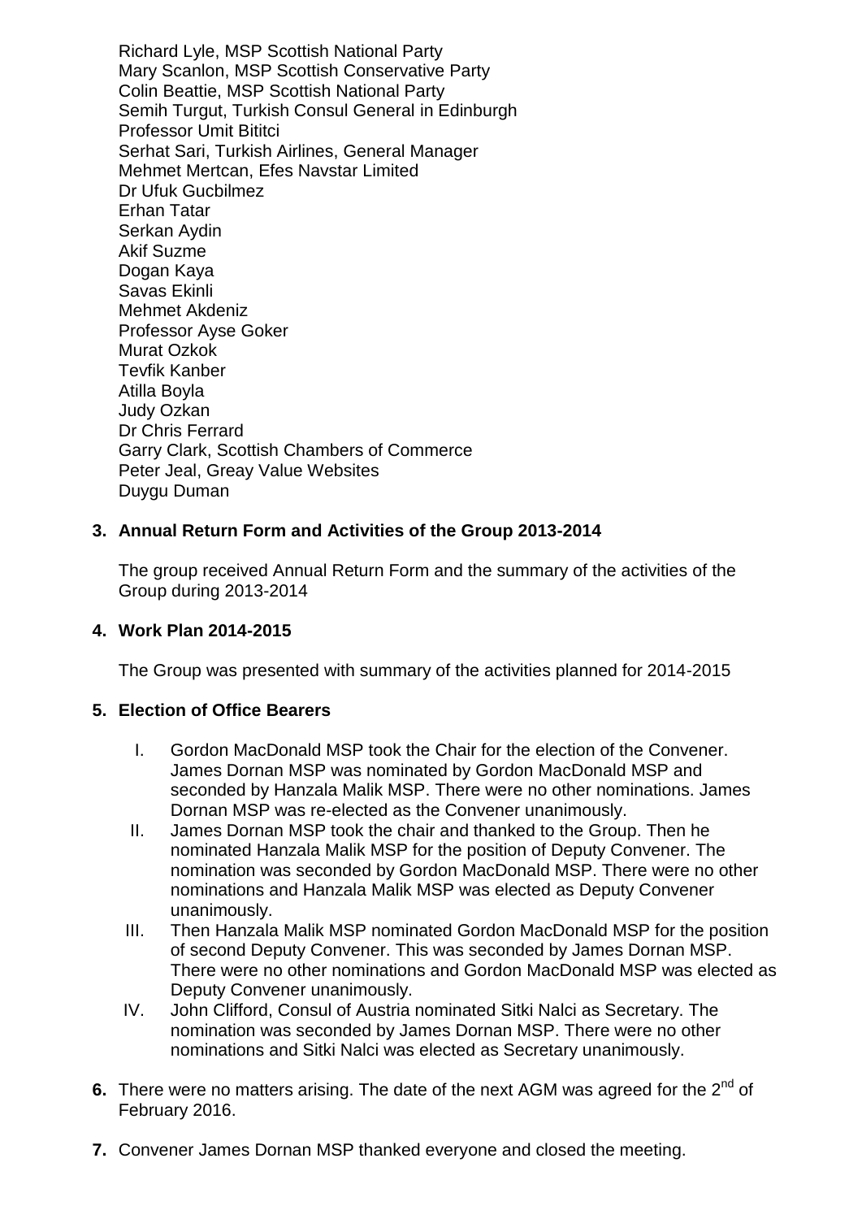Richard Lyle, MSP Scottish National Party
Mary Scanlon, MSP Scottish Conservative Party
Colin Beattie, MSP Scottish National Party
Semih Turgut, Turkish Consul General in Edinburgh
Professor Umit Bititci
Serhat Sari, Turkish Airlines, General Manager
Mehmet Mertcan, Efes Navstar Limited
Dr Ufuk Gucbilmez
Erhan Tatar
Serkan Aydin
Akif Suzme
Dogan Kaya
Savas Ekinli
Mehmet Akdeniz
Professor Ayse Goker
Murat Ozkok
Tevfik Kanber
Atilla Boyla
Judy Ozkan
Dr Chris Ferrard
Garry Clark, Scottish Chambers of Commerce
Peter Jeal, Greay Value Websites
Duygu Duman

**3. Annual Return Form and Activities of the Group 2013-2014**

The group received Annual Return Form and the summary of the activities of the Group during 2013-2014

**4. Work Plan 2014-2015**

The Group was presented with summary of the activities planned for 2014-2015

**5. Election of Office Bearers**

I. Gordon MacDonald MSP took the Chair for the election of the Convener. James Dornan MSP was nominated by Gordon MacDonald MSP and seconded by Hanzala Malik MSP. There were no other nominations. James Dornan MSP was re-elected as the Convener unanimously.

II. James Dornan MSP took the chair and thanked to the Group. Then he nominated Hanzala Malik MSP for the position of Deputy Convener. The nomination was seconded by Gordon MacDonald MSP. There were no other nominations and Hanzala Malik MSP was elected as Deputy Convener unanimously.

III. Then Hanzala Malik MSP nominated Gordon MacDonald MSP for the position of second Deputy Convener. This was seconded by James Dornan MSP. There were no other nominations and Gordon MacDonald MSP was elected as Deputy Convener unanimously.

IV. John Clifford, Consul of Austria nominated Sitki Nalci as Secretary. The nomination was seconded by James Dornan MSP. There were no other nominations and Sitki Nalci was elected as Secretary unanimously.

**6.** There were no matters arising. The date of the next AGM was agreed for the 2nd of February 2016.

**7.** Convener James Dornan MSP thanked everyone and closed the meeting.